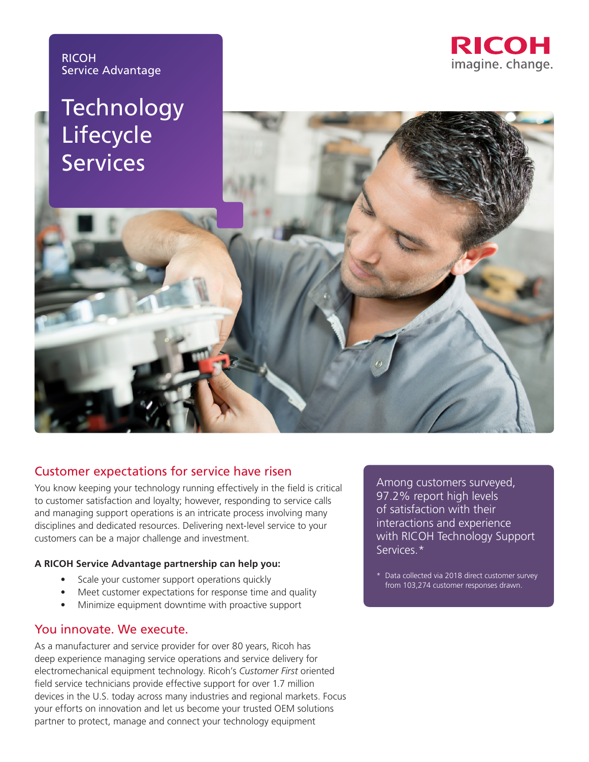RICOH
Service Advantage

# Technology Lifecycle Services

RICOH
imagine. change.

## Customer expectations for service have risen

You know keeping your technology running effectively in the field is critical to customer satisfaction and loyalty; however, responding to service calls and managing support operations is an intricate process involving many disciplines and dedicated resources. Delivering next-level service to your customers can be a major challenge and investment.

**A RICOH Service Advantage partnership can help you:**

- Scale your customer support operations quickly
- Meet customer expectations for response time and quality
- Minimize equipment downtime with proactive support

## You innovate. We execute.

As a manufacturer and service provider for over 80 years, Ricoh has deep experience managing service operations and service delivery for electromechanical equipment technology. Ricoh's *Customer First* oriented field service technicians provide effective support for over 1.7 million devices in the U.S. today across many industries and regional markets. Focus your efforts on innovation and let us become your trusted OEM solutions partner to protect, manage and connect your technology equipment

Among customers surveyed, 97.2% report high levels of satisfaction with their interactions and experience with RICOH Technology Support Services.*

\* Data collected via 2018 direct customer survey from 103,274 customer responses drawn.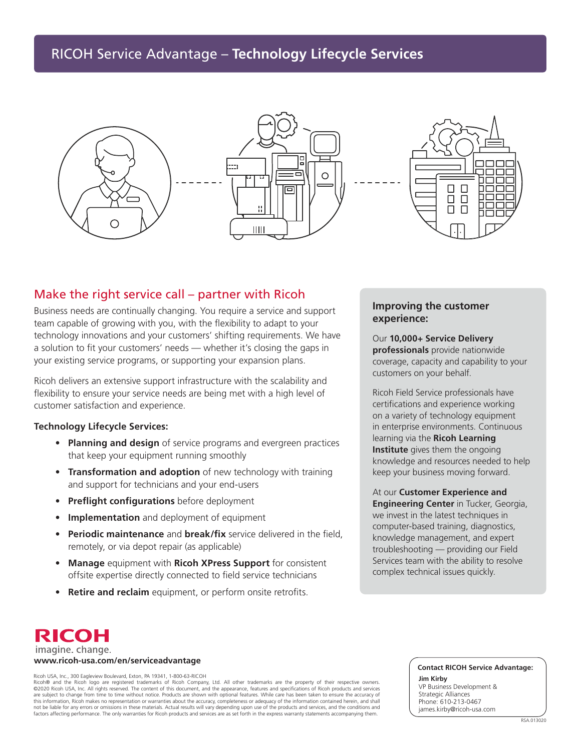# RICOH Service Advantage – **Technology Lifecycle Services**

## Make the right service call – partner with Ricoh

Business needs are continually changing. You require a service and support team capable of growing with you, with the flexibility to adapt to your technology innovations and your customers' shifting requirements. We have a solution to fit your customers' needs — whether it's closing the gaps in your existing service programs, or supporting your expansion plans.

Ricoh delivers an extensive support infrastructure with the scalability and flexibility to ensure your service needs are being met with a high level of customer satisfaction and experience.

**Technology Lifecycle Services:**

- **Planning and design** of service programs and evergreen practices that keep your equipment running smoothly
- **Transformation and adoption** of new technology with training and support for technicians and your end-users
- **Preflight configurations** before deployment
- **Implementation** and deployment of equipment
- **Periodic maintenance** and **break/fix** service delivered in the field, remotely, or via depot repair (as applicable)
- **Manage** equipment with **Ricoh XPress Support** for consistent offsite expertise directly connected to field service technicians
- **Retire and reclaim** equipment, or perform onsite retrofits.

### Improving the customer experience:

Our **10,000+ Service Delivery professionals** provide nationwide coverage, capacity and capability to your customers on your behalf.

Ricoh Field Service professionals have certifications and experience working on a variety of technology equipment in enterprise environments. Continuous learning via the **Ricoh Learning Institute** gives them the ongoing knowledge and resources needed to help keep your business moving forward.

At our **Customer Experience and Engineering Center** in Tucker, Georgia, we invest in the latest techniques in computer-based training, diagnostics, knowledge management, and expert troubleshooting — providing our Field Services team with the ability to resolve complex technical issues quickly.

RICOH
imagine. change.
**www.ricoh-usa.com/en/serviceadvantage**

**Contact RICOH Service Advantage:**
**Jim Kirby**
VP Business Development & Strategic Alliances
Phone: 610-213-0467
james.kirby@ricoh-usa.com

Ricoh USA, Inc., 300 Eagleview Boulevard, Exton, PA 19341, 1-800-63-RICOH
Ricoh® and the Ricoh logo are registered trademarks of Ricoh Company, Ltd. All other trademarks are the property of their respective owners. ©2020 Ricoh USA, Inc. All rights reserved. The content of this document, and the appearance, features and specifications of Ricoh products and services are subject to change from time to time without notice. Products are shown with optional features. While care has been taken to ensure the accuracy of this information, Ricoh makes no representation or warranties about the accuracy, completeness or adequacy of the information contained herein, and shall not be liable for any errors or omissions in these materials. Actual results will vary depending upon use of the products and services, and the conditions and factors affecting performance. The only warranties for Ricoh products and services are as set forth in the express warranty statements accompanying them.

RSA.013020